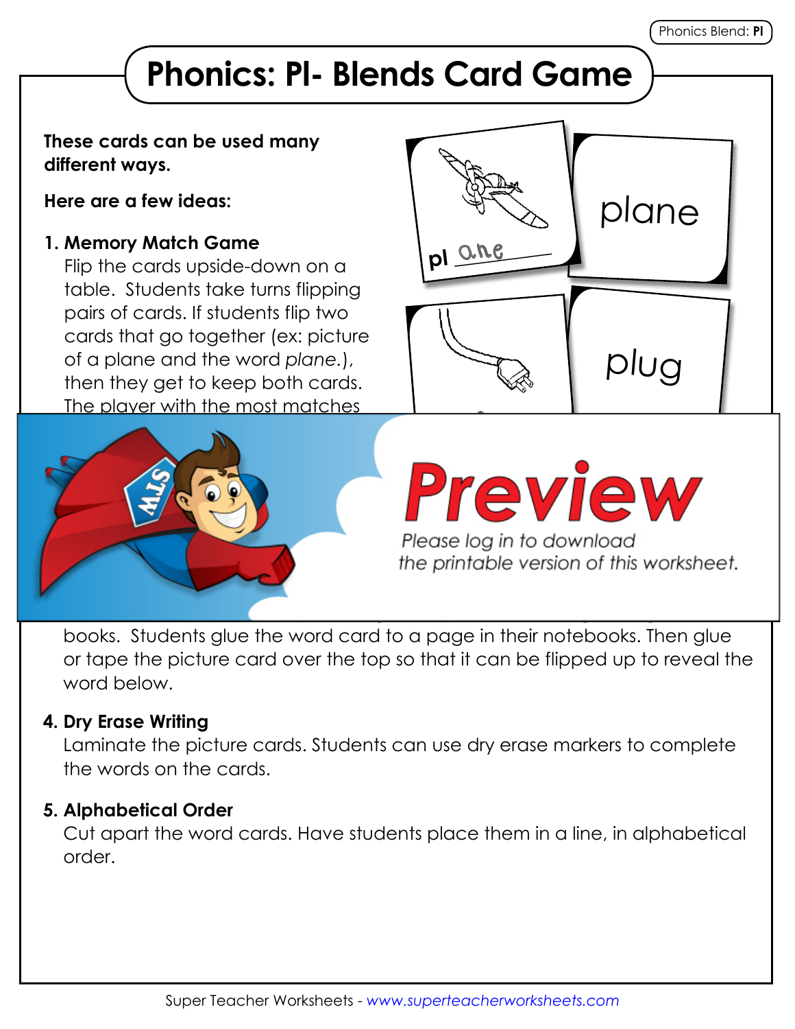# Phonics: Pl- Blends Card Game

**These cards can be used many different ways.**

**Here are a few ideas:**

**1. Memory Match Game**
Flip the cards upside-down on a table. Students take turns flipping pairs of cards. If students flip two cards that go together (ex: picture of a plane and the word *plane*.), then they get to keep both cards. The player with the most matches

pl ane

plane

plug

**Preview**

*Please log in to download the printable version of this worksheet.*

books. Students glue the word card to a page in their notebooks. Then glue or tape the picture card over the top so that it can be flipped up to reveal the word below.

**4. Dry Erase Writing**
Laminate the picture cards. Students can use dry erase markers to complete the words on the cards.

**5. Alphabetical Order**
Cut apart the word cards. Have students place them in a line, in alphabetical order.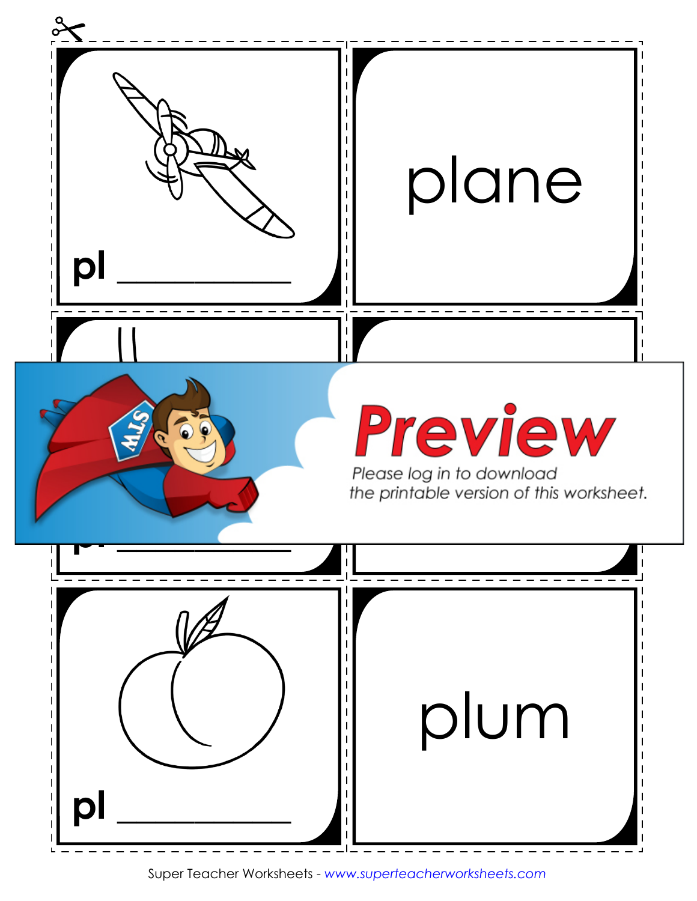pl ___________

plane

Preview

Please log in to download the printable version of this worksheet.

pl ___________

pl ___________

plum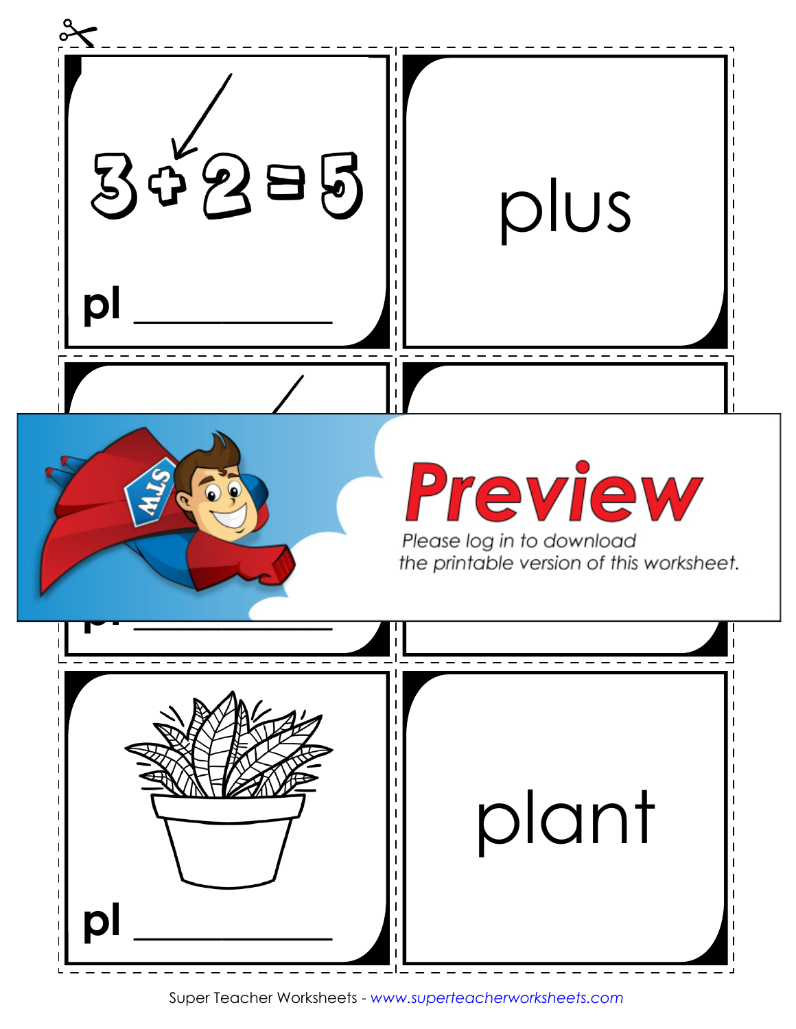3 + 2 = 5

pl ___________

plus

pl ___________

Preview

Please log in to download the printable version of this worksheet.

pl ___________

plant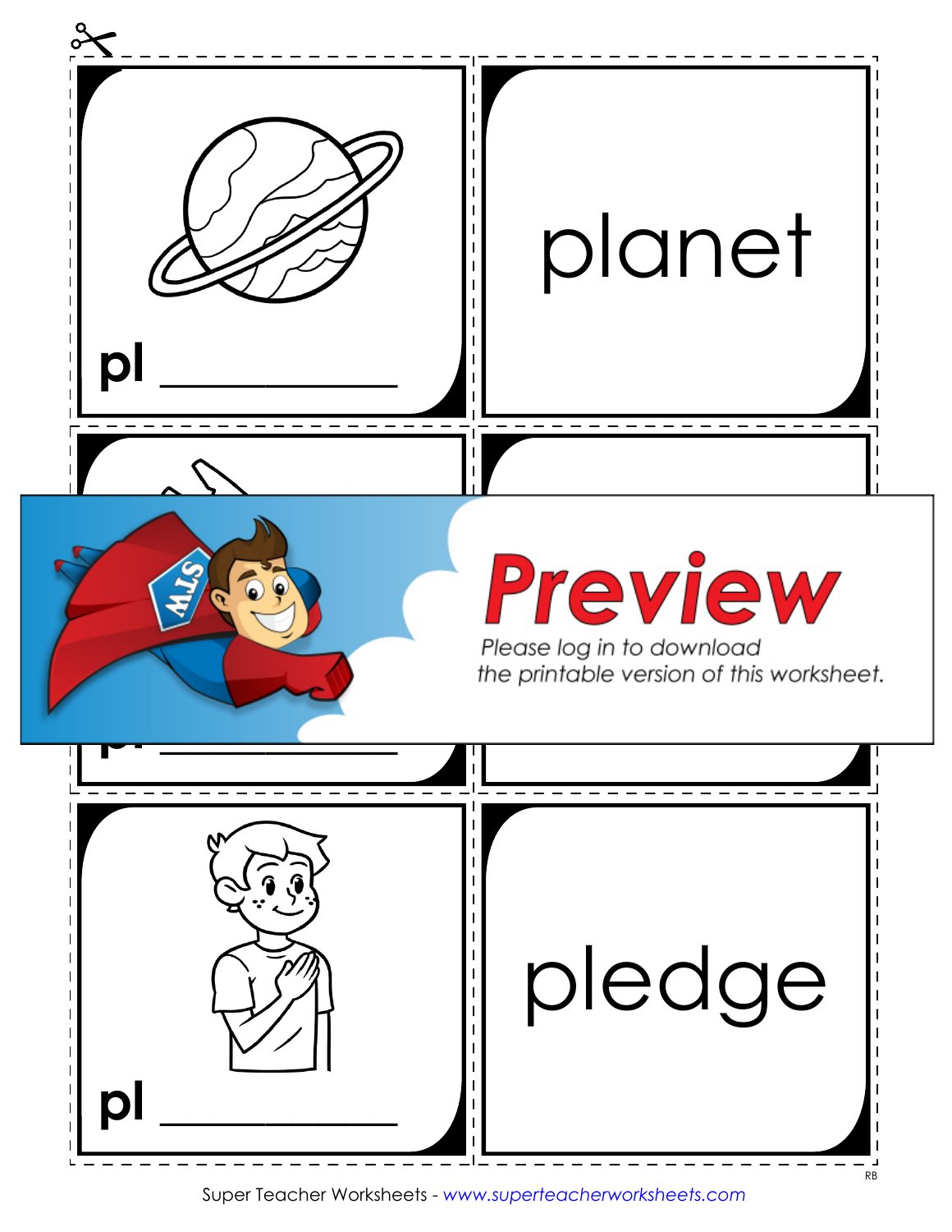pl ___________

planet

Preview

Please log in to download the printable version of this worksheet.

pl ___________

pl ___________

pledge